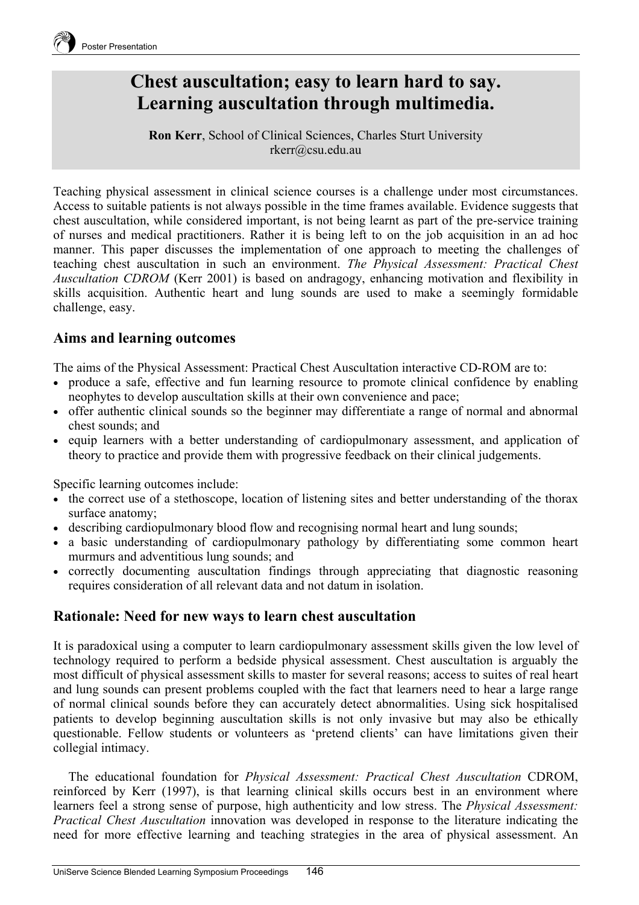# Chest auscultation; easy to learn hard to say. Learning auscultation through multimedia.

**Ron Kerr**, School of Clinical Sciences, Charles Sturt University
rkerr@csu.edu.au

Teaching physical assessment in clinical science courses is a challenge under most circumstances. Access to suitable patients is not always possible in the time frames available. Evidence suggests that chest auscultation, while considered important, is not being learnt as part of the pre-service training of nurses and medical practitioners. Rather it is being left to on the job acquisition in an ad hoc manner. This paper discusses the implementation of one approach to meeting the challenges of teaching chest auscultation in such an environment. *The Physical Assessment: Practical Chest Auscultation CDROM* (Kerr 2001) is based on andragogy, enhancing motivation and flexibility in skills acquisition. Authentic heart and lung sounds are used to make a seemingly formidable challenge, easy.

## Aims and learning outcomes

The aims of the Physical Assessment: Practical Chest Auscultation interactive CD-ROM are to:

- produce a safe, effective and fun learning resource to promote clinical confidence by enabling neophytes to develop auscultation skills at their own convenience and pace;
- offer authentic clinical sounds so the beginner may differentiate a range of normal and abnormal chest sounds; and
- equip learners with a better understanding of cardiopulmonary assessment, and application of theory to practice and provide them with progressive feedback on their clinical judgements.

Specific learning outcomes include:

- the correct use of a stethoscope, location of listening sites and better understanding of the thorax surface anatomy;
- describing cardiopulmonary blood flow and recognising normal heart and lung sounds;
- a basic understanding of cardiopulmonary pathology by differentiating some common heart murmurs and adventitious lung sounds; and
- correctly documenting auscultation findings through appreciating that diagnostic reasoning requires consideration of all relevant data and not datum in isolation.

## Rationale: Need for new ways to learn chest auscultation

It is paradoxical using a computer to learn cardiopulmonary assessment skills given the low level of technology required to perform a bedside physical assessment. Chest auscultation is arguably the most difficult of physical assessment skills to master for several reasons; access to suites of real heart and lung sounds can present problems coupled with the fact that learners need to hear a large range of normal clinical sounds before they can accurately detect abnormalities. Using sick hospitalised patients to develop beginning auscultation skills is not only invasive but may also be ethically questionable. Fellow students or volunteers as 'pretend clients' can have limitations given their collegial intimacy.

The educational foundation for *Physical Assessment: Practical Chest Auscultation* CDROM, reinforced by Kerr (1997), is that learning clinical skills occurs best in an environment where learners feel a strong sense of purpose, high authenticity and low stress. The *Physical Assessment: Practical Chest Auscultation* innovation was developed in response to the literature indicating the need for more effective learning and teaching strategies in the area of physical assessment. An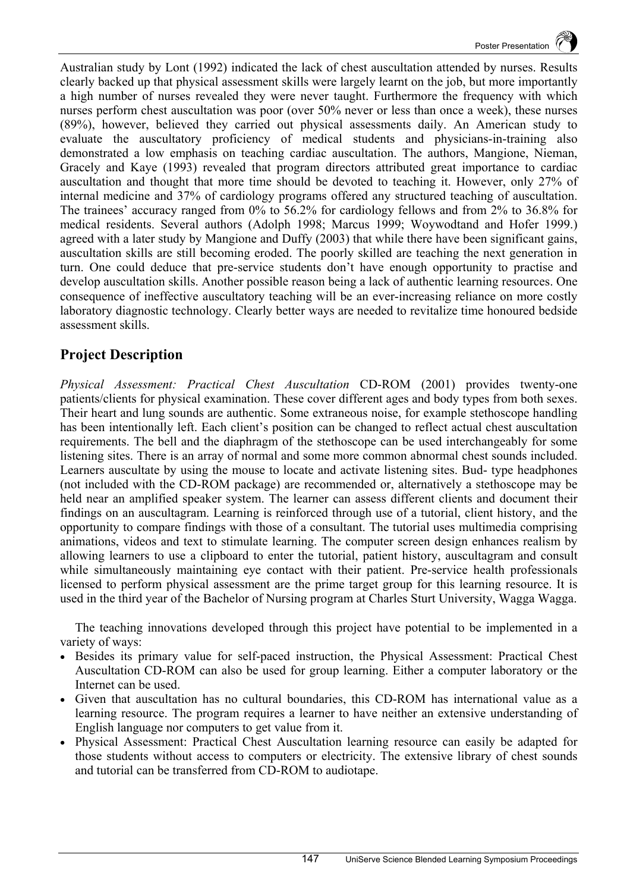Australian study by Lont (1992) indicated the lack of chest auscultation attended by nurses. Results clearly backed up that physical assessment skills were largely learnt on the job, but more importantly a high number of nurses revealed they were never taught. Furthermore the frequency with which nurses perform chest auscultation was poor (over 50% never or less than once a week), these nurses (89%), however, believed they carried out physical assessments daily. An American study to evaluate the auscultatory proficiency of medical students and physicians-in-training also demonstrated a low emphasis on teaching cardiac auscultation. The authors, Mangione, Nieman, Gracely and Kaye (1993) revealed that program directors attributed great importance to cardiac auscultation and thought that more time should be devoted to teaching it. However, only 27% of internal medicine and 37% of cardiology programs offered any structured teaching of auscultation. The trainees' accuracy ranged from 0% to 56.2% for cardiology fellows and from 2% to 36.8% for medical residents. Several authors (Adolph 1998; Marcus 1999; Woywodtand and Hofer 1999.) agreed with a later study by Mangione and Duffy (2003) that while there have been significant gains, auscultation skills are still becoming eroded. The poorly skilled are teaching the next generation in turn. One could deduce that pre-service students don't have enough opportunity to practise and develop auscultation skills. Another possible reason being a lack of authentic learning resources. One consequence of ineffective auscultatory teaching will be an ever-increasing reliance on more costly laboratory diagnostic technology. Clearly better ways are needed to revitalize time honoured bedside assessment skills.

## Project Description

*Physical Assessment: Practical Chest Auscultation* CD-ROM (2001) provides twenty-one patients/clients for physical examination. These cover different ages and body types from both sexes. Their heart and lung sounds are authentic. Some extraneous noise, for example stethoscope handling has been intentionally left. Each client's position can be changed to reflect actual chest auscultation requirements. The bell and the diaphragm of the stethoscope can be used interchangeably for some listening sites. There is an array of normal and some more common abnormal chest sounds included. Learners auscultate by using the mouse to locate and activate listening sites. Bud- type headphones (not included with the CD-ROM package) are recommended or, alternatively a stethoscope may be held near an amplified speaker system. The learner can assess different clients and document their findings on an auscultagram. Learning is reinforced through use of a tutorial, client history, and the opportunity to compare findings with those of a consultant. The tutorial uses multimedia comprising animations, videos and text to stimulate learning. The computer screen design enhances realism by allowing learners to use a clipboard to enter the tutorial, patient history, auscultagram and consult while simultaneously maintaining eye contact with their patient. Pre-service health professionals licensed to perform physical assessment are the prime target group for this learning resource. It is used in the third year of the Bachelor of Nursing program at Charles Sturt University, Wagga Wagga.

The teaching innovations developed through this project have potential to be implemented in a variety of ways:

- Besides its primary value for self-paced instruction, the Physical Assessment: Practical Chest Auscultation CD-ROM can also be used for group learning. Either a computer laboratory or the Internet can be used.
- Given that auscultation has no cultural boundaries, this CD-ROM has international value as a learning resource. The program requires a learner to have neither an extensive understanding of English language nor computers to get value from it.
- Physical Assessment: Practical Chest Auscultation learning resource can easily be adapted for those students without access to computers or electricity. The extensive library of chest sounds and tutorial can be transferred from CD-ROM to audiotape.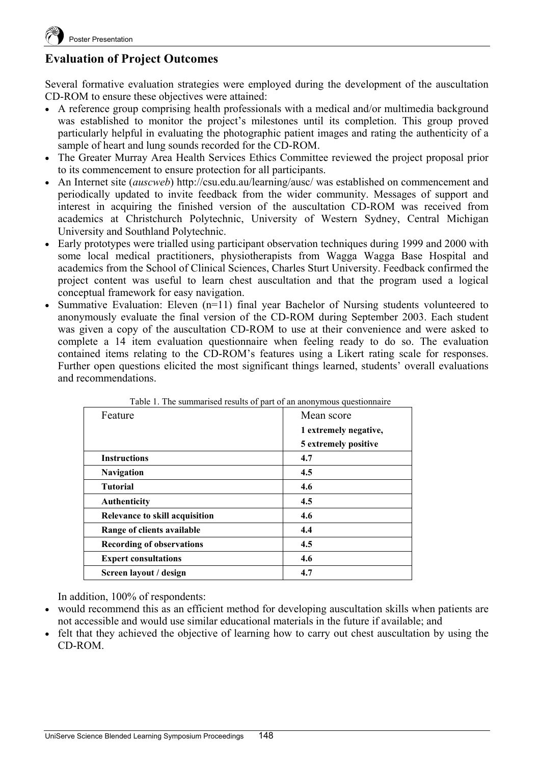## Evaluation of Project Outcomes

Several formative evaluation strategies were employed during the development of the auscultation CD-ROM to ensure these objectives were attained:

- A reference group comprising health professionals with a medical and/or multimedia background was established to monitor the project's milestones until its completion. This group proved particularly helpful in evaluating the photographic patient images and rating the authenticity of a sample of heart and lung sounds recorded for the CD-ROM.
- The Greater Murray Area Health Services Ethics Committee reviewed the project proposal prior to its commencement to ensure protection for all participants.
- An Internet site (*auscweb*) http://csu.edu.au/learning/ausc/ was established on commencement and periodically updated to invite feedback from the wider community. Messages of support and interest in acquiring the finished version of the auscultation CD-ROM was received from academics at Christchurch Polytechnic, University of Western Sydney, Central Michigan University and Southland Polytechnic.
- Early prototypes were trialled using participant observation techniques during 1999 and 2000 with some local medical practitioners, physiotherapists from Wagga Wagga Base Hospital and academics from the School of Clinical Sciences, Charles Sturt University. Feedback confirmed the project content was useful to learn chest auscultation and that the program used a logical conceptual framework for easy navigation.
- Summative Evaluation: Eleven (n=11) final year Bachelor of Nursing students volunteered to anonymously evaluate the final version of the CD-ROM during September 2003. Each student was given a copy of the auscultation CD-ROM to use at their convenience and were asked to complete a 14 item evaluation questionnaire when feeling ready to do so. The evaluation contained items relating to the CD-ROM's features using a Likert rating scale for responses. Further open questions elicited the most significant things learned, students' overall evaluations and recommendations.

Table 1. The summarised results of part of an anonymous questionnaire

| Feature | Mean score<br>**1 extremely negative,**<br>**5 extremely positive** |
|---|---|
| **Instructions** | **4.7** |
| **Navigation** | **4.5** |
| **Tutorial** | **4.6** |
| **Authenticity** | **4.5** |
| **Relevance to skill acquisition** | **4.6** |
| **Range of clients available** | **4.4** |
| **Recording of observations** | **4.5** |
| **Expert consultations** | **4.6** |
| **Screen layout / design** | **4.7** |

In addition, 100% of respondents:

- would recommend this as an efficient method for developing auscultation skills when patients are not accessible and would use similar educational materials in the future if available; and
- felt that they achieved the objective of learning how to carry out chest auscultation by using the CD-ROM.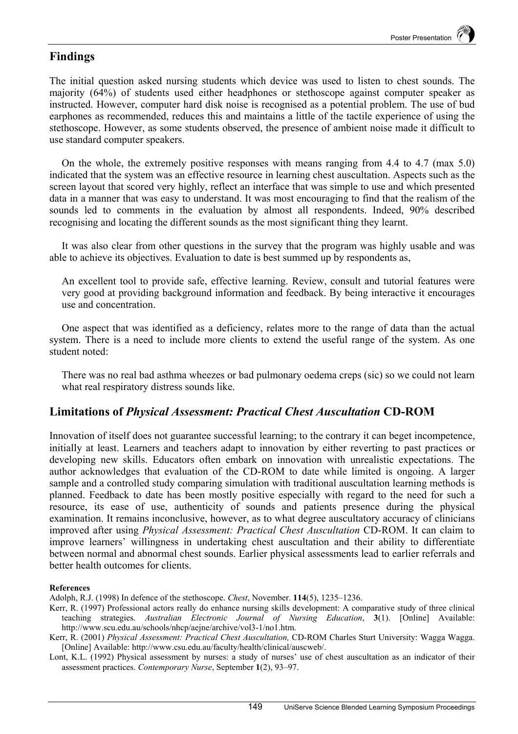## Findings

The initial question asked nursing students which device was used to listen to chest sounds. The majority (64%) of students used either headphones or stethoscope against computer speaker as instructed. However, computer hard disk noise is recognised as a potential problem. The use of bud earphones as recommended, reduces this and maintains a little of the tactile experience of using the stethoscope. However, as some students observed, the presence of ambient noise made it difficult to use standard computer speakers.

On the whole, the extremely positive responses with means ranging from 4.4 to 4.7 (max 5.0) indicated that the system was an effective resource in learning chest auscultation. Aspects such as the screen layout that scored very highly, reflect an interface that was simple to use and which presented data in a manner that was easy to understand. It was most encouraging to find that the realism of the sounds led to comments in the evaluation by almost all respondents. Indeed, 90% described recognising and locating the different sounds as the most significant thing they learnt.

It was also clear from other questions in the survey that the program was highly usable and was able to achieve its objectives. Evaluation to date is best summed up by respondents as,

> An excellent tool to provide safe, effective learning. Review, consult and tutorial features were very good at providing background information and feedback. By being interactive it encourages use and concentration.

One aspect that was identified as a deficiency, relates more to the range of data than the actual system. There is a need to include more clients to extend the useful range of the system. As one student noted:

> There was no real bad asthma wheezes or bad pulmonary oedema creps (sic) so we could not learn what real respiratory distress sounds like.

## Limitations of *Physical Assessment: Practical Chest Auscultation* CD-ROM

Innovation of itself does not guarantee successful learning; to the contrary it can beget incompetence, initially at least. Learners and teachers adapt to innovation by either reverting to past practices or developing new skills. Educators often embark on innovation with unrealistic expectations. The author acknowledges that evaluation of the CD-ROM to date while limited is ongoing. A larger sample and a controlled study comparing simulation with traditional auscultation learning methods is planned. Feedback to date has been mostly positive especially with regard to the need for such a resource, its ease of use, authenticity of sounds and patients presence during the physical examination. It remains inconclusive, however, as to what degree auscultatory accuracy of clinicians improved after using *Physical Assessment: Practical Chest Auscultation* CD-ROM. It can claim to improve learners' willingness in undertaking chest auscultation and their ability to differentiate between normal and abnormal chest sounds. Earlier physical assessments lead to earlier referrals and better health outcomes for clients.

**References**

Adolph, R.J. (1998) In defence of the stethoscope. *Chest*, November. **114**(5), 1235–1236.

Kerr, R. (1997) Professional actors really do enhance nursing skills development: A comparative study of three clinical teaching strategies. *Australian Electronic Journal of Nursing Education*, **3**(1). [Online] Available: http://www.scu.edu.au/schools/nhcp/aejne/archive/vol3-1/no1.htm.

Kerr, R. (2001) *Physical Assessment: Practical Chest Auscultation,* CD-ROM Charles Sturt University: Wagga Wagga. [Online] Available: http://www.csu.edu.au/faculty/health/clinical/auscweb/.

Lont, K.L. (1992) Physical assessment by nurses: a study of nurses' use of chest auscultation as an indicator of their assessment practices. *Contemporary Nurse*, September **1**(2), 93–97.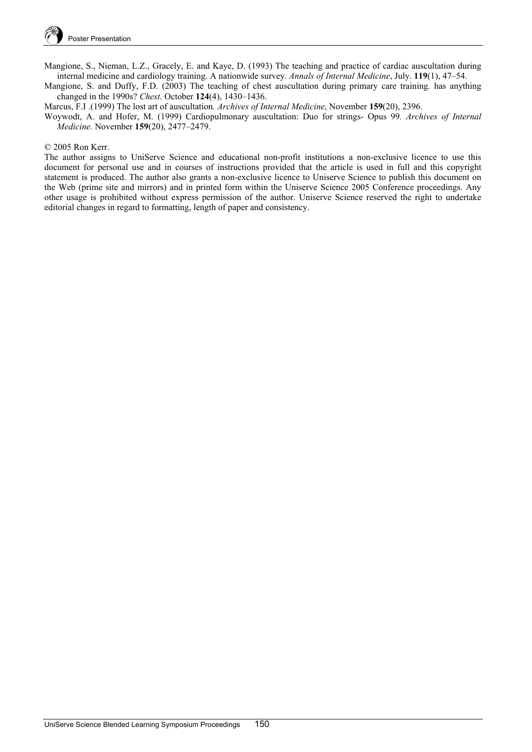Mangione, S., Nieman, L.Z., Gracely, E. and Kaye, D. (1993) The teaching and practice of cardiac auscultation during internal medicine and cardiology training. A nationwide survey. *Annals of Internal Medicine*, July. **119**(1), 47–54.

Mangione, S. and Duffy, F.D. (2003) The teaching of chest auscultation during primary care training. has anything changed in the 1990s? *Chest*. October **124**(4), 1430–1436.

Marcus, F.I .(1999) The lost art of auscultation*. Archives of Internal Medicine*, November **159**(20), 2396.

Woywodt, A. and Hofer, M. (1999) Cardiopulmonary auscultation: Duo for strings- Opus 99*. Archives of Internal Medicine.* November **159**(20), 2477–2479.

© 2005 Ron Kerr.

The author assigns to UniServe Science and educational non-profit institutions a non-exclusive licence to use this document for personal use and in courses of instructions provided that the article is used in full and this copyright statement is produced. The author also grants a non-exclusive licence to Uniserve Science to publish this document on the Web (prime site and mirrors) and in printed form within the Uniserve Science 2005 Conference proceedings. Any other usage is prohibited without express permission of the author. Uniserve Science reserved the right to undertake editorial changes in regard to formatting, length of paper and consistency.